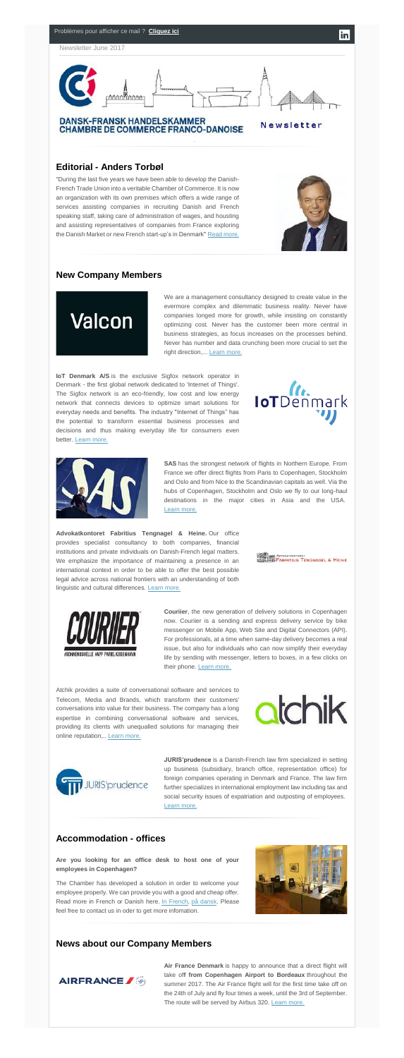Problèmes pour afficher ce mail ? **Cliquez ici**

Newsletter June 2017

DANSK-FRANSK HANDELSKAMMER
CHAMBRE DE COMMERCE FRANCO-DANOISE

Newsletter

## Editorial - Anders Torbøl

"During the last five years we have been able to develop the Danish-French Trade Union into a veritable Chamber of Commerce. It is now an organization with its own premises which offers a wide range of services assisting companies in recruiting Danish and French speaking staff, taking care of administration of wages, and housing and assisting representatives of companies from France exploring the Danish Market or new French start-up's in Denmark" Read more.

## New Company Members

We are a management consultancy designed to create value in the evermore complex and dilemmatic business reality. Never have companies longed more for growth, while insisting on constantly optimizing cost. Never has the customer been more central in business strategies, as focus increases on the processes behind. Never has number and data crunching been more crucial to set the right direction,... Learn more.

**IoT Denmark A/S** is the exclusive Sigfox network operator in Denmark - the first global network dedicated to 'Internet of Things'. The Sigfox network is an eco-friendly, low cost and low energy network that connects devices to optimize smart solutions for everyday needs and benefits. The industry "Internet of Things" has the potential to transform essential business processes and decisions and thus making everyday life for consumers even better. Learn more.

**SAS** has the strongest network of flights in Northern Europe. From France we offer direct flights from Paris to Copenhagen, Stockholm and Oslo and from Nice to the Scandinavian capitals as well. Via the hubs of Copenhagen, Stockholm and Oslo we fly to our long-haul destinations in the major cities in Asia and the USA. Learn more.

**Advokatkontoret Fabritius Tengnagel & Heine.** Our office provides specialist consultancy to both companies, financial institutions and private individuals on Danish-French legal matters. We emphasize the importance of maintaining a presence in an international context in order to be able to offer the best possible legal advice across national frontiers with an understanding of both linguistic and cultural differences. Learn more.

**Couriier**, the new generation of delivery solutions in Copenhagen now. Couriier is a sending and express delivery service by bike messenger on Mobile App, Web Site and Digital Connectors (API). For professionals, at a time when same-day delivery becomes a real issue, but also for individuals who can now simplify their everyday life by sending with messenger, letters to boxes, in a few clicks on their phone. Learn more.

Atchik provides a suite of conversational software and services to Telecom, Media and Brands, which transform their customers' conversations into value for their business. The company has a long expertise in combining conversational software and services, providing its clients with unequalled solutions for managing their online reputation,.. Learn more.

**JURIS'prudence** is a Danish-French law firm specialized in setting up business (subsidiary, branch office, representation office) for foreign companies operating in Denmark and France. The law firm further specializes in international employment law including tax and social security issues of expatriation and outposting of employees. Learn more.

## Accommodation - offices

**Are you looking for an office desk to host one of your employees in Copenhagen?**

The Chamber has developed a solution in order to welcome your employee properly. We can provide you with a good and cheap offer. Read more in French or Danish here. In French, på dansk. Please feel free to contact us in oder to get more infomation.

## News about our Company Members

**Air France Denmark** is happy to announce that a direct flight will take off **from Copenhagen Airport to Bordeaux** throughout the summer 2017. The Air France flight will for the first time take off on the 24th of July and fly four times a week, until the 3rd of September. The route will be served by Airbus 320. Learn more.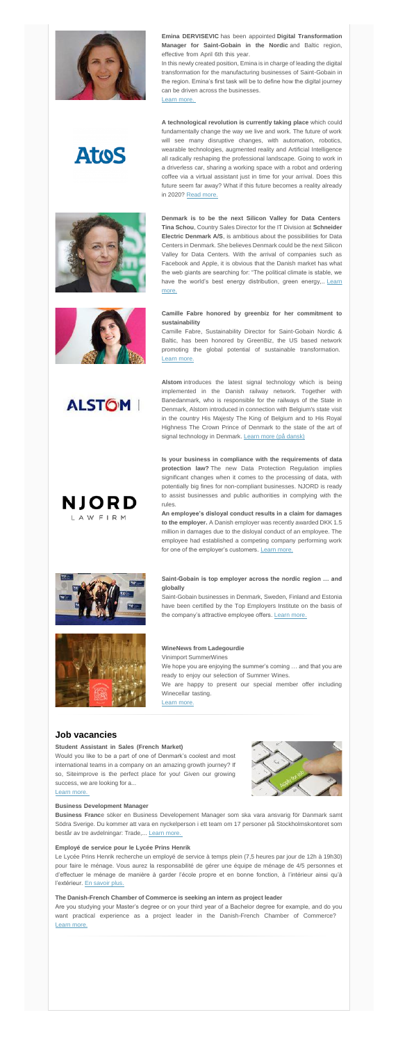**Emina DERVISEVIC** has been appointed **Digital Transformation Manager for Saint-Gobain in the Nordic** and Baltic region, effective from April 6th this year.

In this newly created position, Emina is in charge of leading the digital transformation for the manufacturing businesses of Saint-Gobain in the region. Emina's first task will be to define how the digital journey can be driven across the businesses.

Learn more.

**A technological revolution is currently taking place** which could fundamentally change the way we live and work. The future of work will see many disruptive changes, with automation, robotics, wearable technologies, augmented reality and Artificial Intelligence all radically reshaping the professional landscape. Going to work in a driverless car, sharing a working space with a robot and ordering coffee via a virtual assistant just in time for your arrival. Does this future seem far away? What if this future becomes a reality already in 2020? Read more.

**Denmark is to be the next Silicon Valley for Data Centers** **Tina Schou**, Country Sales Director for the IT Division at **Schneider Electric Denmark A/S**, is ambitious about the possibilities for Data Centers in Denmark. She believes Denmark could be the next Silicon Valley for Data Centers. With the arrival of companies such as Facebook and Apple, it is obvious that the Danish market has what the web giants are searching for: "The political climate is stable, we have the world's best energy distribution, green energy,.. Learn more.

**Camille Fabre honored by greenbiz for her commitment to sustainability**

Camille Fabre, Sustainability Director for Saint-Gobain Nordic & Baltic, has been honored by GreenBiz, the US based network promoting the global potential of sustainable transformation. Learn more.

**Alstom** introduces the latest signal technology which is being implemented in the Danish railway network. Together with Banedanmark, who is responsible for the railways of the State in Denmark, Alstom introduced in connection with Belgium's state visit in the country His Majesty The King of Belgium and to His Royal Highness The Crown Prince of Denmark to the state of the art of signal technology in Denmark. Learn more (på dansk)

**Is your business in compliance with the requirements of data protection law?** The new Data Protection Regulation implies significant changes when it comes to the processing of data, with potentially big fines for non-compliant businesses. NJORD is ready to assist businesses and public authorities in complying with the rules.

**An employee's disloyal conduct results in a claim for damages to the employer.** A Danish employer was recently awarded DKK 1.5 million in damages due to the disloyal conduct of an employee. The employee had established a competing company performing work for one of the employer's customers. Learn more.

**Saint-Gobain is top employer across the nordic region … and globally**

Saint-Gobain businesses in Denmark, Sweden, Finland and Estonia have been certified by the Top Employers Institute on the basis of the company's attractive employee offers. Learn more.

**WineNews from Ladegourdie**

Vinimport SummerWines

We hope you are enjoying the summer's coming … and that you are ready to enjoy our selection of Summer Wines.

We are happy to present our special member offer including Winecellar tasting.

Learn more.

## Job vacancies

**Student Assistant in Sales (French Market)**

Would you like to be a part of one of Denmark's coolest and most international teams in a company on an amazing growth journey? If so, Siteimprove is the perfect place for you! Given our growing success, we are looking for a...

Learn more.

**Business Development Manager**

**Business France** söker en Business Developement Manager som ska vara ansvarig för Danmark samt Södra Sverige. Du kommer att vara en nyckelperson i ett team om 17 personer på Stockholmskontoret som består av tre avdelningar: Trade,... Learn more.

**Employé de service pour le Lycée Prins Henrik**

Le Lycée Prins Henrik recherche un employé de service à temps plein (7,5 heures par jour de 12h à 19h30) pour faire le ménage. Vous aurez la responsabilité de gérer une équipe de ménage de 4/5 personnes et d'effectuer le ménage de manière à garder l'école propre et en bonne fonction, à l'intérieur ainsi qu'à l'extérieur. En savoir plus.

**The Danish-French Chamber of Commerce is seeking an intern as project leader**

Are you studying your Master's degree or on your third year of a Bachelor degree for example, and do you want practical experience as a project leader in the Danish-French Chamber of Commerce? Learn more.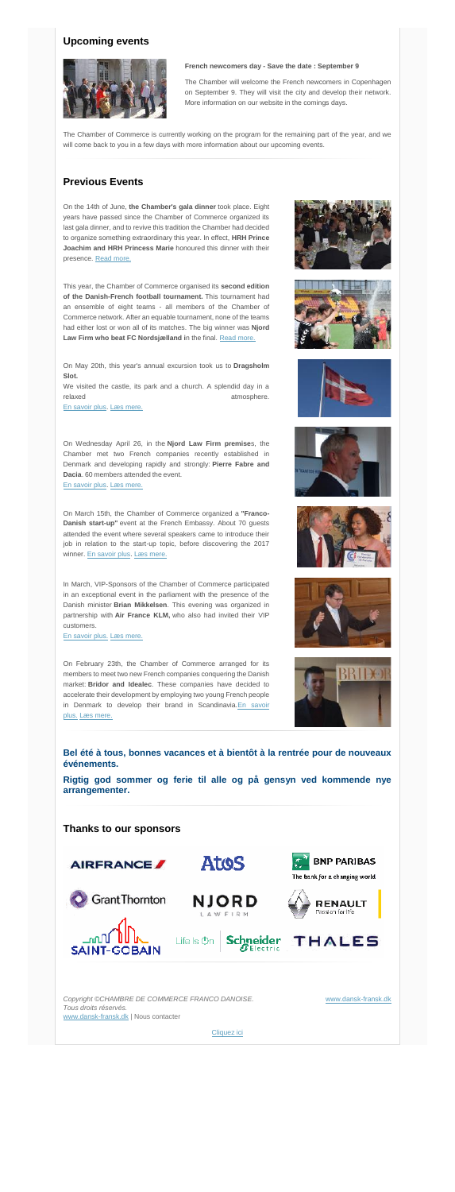## Upcoming events

**French newcomers day - Save the date : September 9**

The Chamber will welcome the French newcomers in Copenhagen on September 9. They will visit the city and develop their network. More information on our website in the comings days.

The Chamber of Commerce is currently working on the program for the remaining part of the year, and we will come back to you in a few days with more information about our upcoming events.

## Previous Events

On the 14th of June, **the Chamber's gala dinner** took place. Eight years have passed since the Chamber of Commerce organized its last gala dinner, and to revive this tradition the Chamber had decided to organize something extraordinary this year. In effect, **HRH Prince Joachim and HRH Princess Marie** honoured this dinner with their presence. Read more.

This year, the Chamber of Commerce organised its **second edition of the Danish-French football tournament.** This tournament had an ensemble of eight teams - all members of the Chamber of Commerce network. After an equable tournament, none of the teams had either lost or won all of its matches. The big winner was **Njord Law Firm who beat FC Nordsjælland** in the final. Read more.

On May 20th, this year's annual excursion took us to **Dragsholm Slot.**
We visited the castle, its park and a church. A splendid day in a relaxed atmosphere.
En savoir plus. Læs mere.

On Wednesday April 26, in the **Njord Law Firm premise**s, the Chamber met two French companies recently established in Denmark and developing rapidly and strongly: **Pierre Fabre and Dacia**. 60 members attended the event.
En savoir plus. Læs mere.

On March 15th, the Chamber of Commerce organized a **"Franco-Danish start-up"** event at the French Embassy. About 70 guests attended the event where several speakers came to introduce their job in relation to the start-up topic, before discovering the 2017 winner. En savoir plus. Læs mere.

In March, VIP-Sponsors of the Chamber of Commerce participated in an exceptional event in the parliament with the presence of the Danish minister **Brian Mikkelsen**. This evening was organized in partnership with **Air France KLM,** who also had invited their VIP customers.
En savoir plus. Læs mere.

On February 23th, the Chamber of Commerce arranged for its members to meet two new French companies conquering the Danish market: **Bridor and Idealec**. These companies have decided to accelerate their development by employing two young French people in Denmark to develop their brand in Scandinavia. En savoir plus. Læs mere.

**Bel été à tous, bonnes vacances et à bientôt à la rentrée pour de nouveaux événements.**

**Rigtig god sommer og ferie til alle og på gensyn ved kommende nye arrangementer.**

## Thanks to our sponsors

AIRFRANCE

Atos

BNP PARIBAS
The bank for a changing world

Grant Thornton

NJORD LAW FIRM

RENAULT
Passion for life

SAINT-GOBAIN

Life Is On Schneider Electric

THALES

*Copyright ©CHAMBRE DE COMMERCE FRANCO DANOISE.*
*Tous droits réservés.*
www.dansk-fransk.dk | Nous contacter

www.dansk-fransk.dk

Cliquez ici